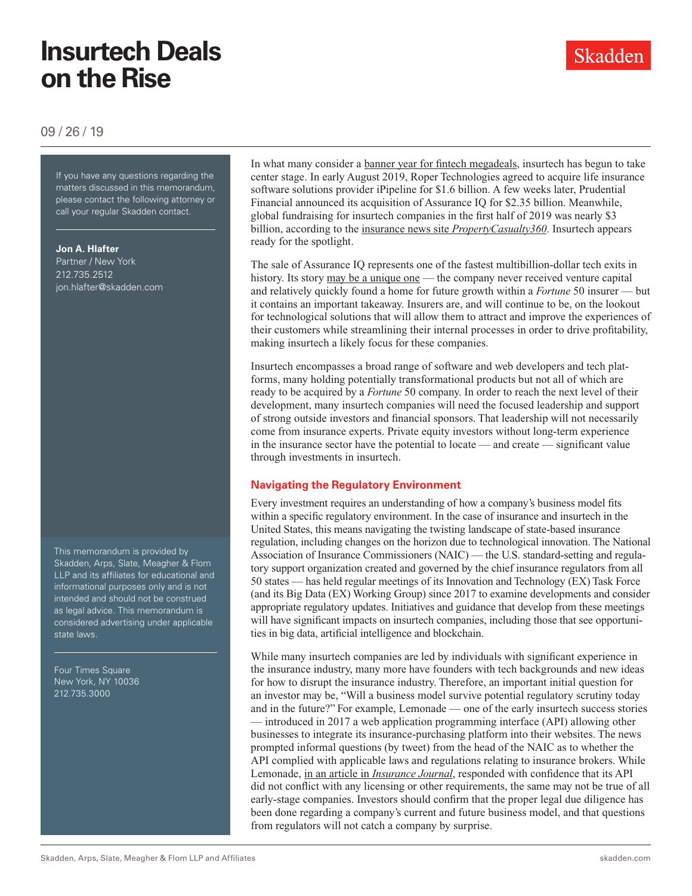# Insurtech Deals on the Rise

09 / 26 / 19

If you have any questions regarding the matters discussed in this memorandum, please contact the following attorney or call your regular Skadden contact.

**Jon A. Hlafter**
Partner / New York
212.735.2512
jon.hlafter@skadden.com

This memorandum is provided by Skadden, Arps, Slate, Meagher & Flom LLP and its affiliates for educational and informational purposes only and is not intended and should not be construed as legal advice. This memorandum is considered advertising under applicable state laws.

Four Times Square
New York, NY 10036
212.735.3000

In what many consider a banner year for fintech megadeals, insurtech has begun to take center stage. In early August 2019, Roper Technologies agreed to acquire life insurance software solutions provider iPipeline for $1.6 billion. A few weeks later, Prudential Financial announced its acquisition of Assurance IQ for $2.35 billion. Meanwhile, global fundraising for insurtech companies in the first half of 2019 was nearly $3 billion, according to the insurance news site *PropertyCasualty360*. Insurtech appears ready for the spotlight.

The sale of Assurance IQ represents one of the fastest multibillion-dollar tech exits in history. Its story may be a unique one — the company never received venture capital and relatively quickly found a home for future growth within a *Fortune* 50 insurer — but it contains an important takeaway. Insurers are, and will continue to be, on the lookout for technological solutions that will allow them to attract and improve the experiences of their customers while streamlining their internal processes in order to drive profitability, making insurtech a likely focus for these companies.

Insurtech encompasses a broad range of software and web developers and tech platforms, many holding potentially transformational products but not all of which are ready to be acquired by a *Fortune* 50 company. In order to reach the next level of their development, many insurtech companies will need the focused leadership and support of strong outside investors and financial sponsors. That leadership will not necessarily come from insurance experts. Private equity investors without long-term experience in the insurance sector have the potential to locate — and create — significant value through investments in insurtech.

## Navigating the Regulatory Environment

Every investment requires an understanding of how a company's business model fits within a specific regulatory environment. In the case of insurance and insurtech in the United States, this means navigating the twisting landscape of state-based insurance regulation, including changes on the horizon due to technological innovation. The National Association of Insurance Commissioners (NAIC) — the U.S. standard-setting and regulatory support organization created and governed by the chief insurance regulators from all 50 states — has held regular meetings of its Innovation and Technology (EX) Task Force (and its Big Data (EX) Working Group) since 2017 to examine developments and consider appropriate regulatory updates. Initiatives and guidance that develop from these meetings will have significant impacts on insurtech companies, including those that see opportunities in big data, artificial intelligence and blockchain.

While many insurtech companies are led by individuals with significant experience in the insurance industry, many more have founders with tech backgrounds and new ideas for how to disrupt the insurance industry. Therefore, an important initial question for an investor may be, "Will a business model survive potential regulatory scrutiny today and in the future?" For example, Lemonade — one of the early insurtech success stories — introduced in 2017 a web application programming interface (API) allowing other businesses to integrate its insurance-purchasing platform into their websites. The news prompted informal questions (by tweet) from the head of the NAIC as to whether the API complied with applicable laws and regulations relating to insurance brokers. While Lemonade, in an article in *Insurance Journal*, responded with confidence that its API did not conflict with any licensing or other requirements, the same may not be true of all early-stage companies. Investors should confirm that the proper legal due diligence has been done regarding a company's current and future business model, and that questions from regulators will not catch a company by surprise.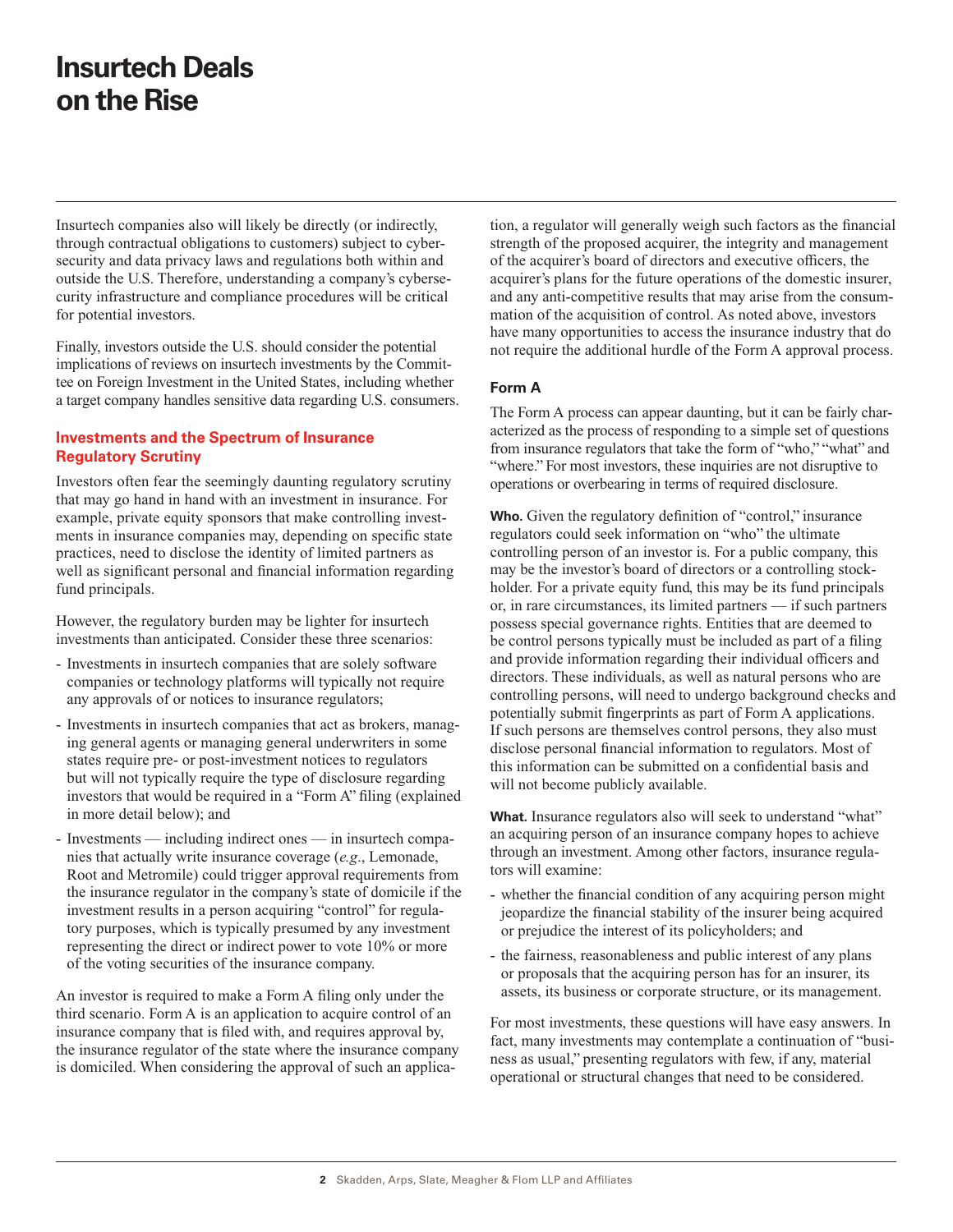Insurtech companies also will likely be directly (or indirectly, through contractual obligations to customers) subject to cybersecurity and data privacy laws and regulations both within and outside the U.S. Therefore, understanding a company's cybersecurity infrastructure and compliance procedures will be critical for potential investors.

Finally, investors outside the U.S. should consider the potential implications of reviews on insurtech investments by the Committee on Foreign Investment in the United States, including whether a target company handles sensitive data regarding U.S. consumers.

### Investments and the Spectrum of Insurance Regulatory Scrutiny

Investors often fear the seemingly daunting regulatory scrutiny that may go hand in hand with an investment in insurance. For example, private equity sponsors that make controlling investments in insurance companies may, depending on specific state practices, need to disclose the identity of limited partners as well as significant personal and financial information regarding fund principals.

However, the regulatory burden may be lighter for insurtech investments than anticipated. Consider these three scenarios:

- Investments in insurtech companies that are solely software companies or technology platforms will typically not require any approvals of or notices to insurance regulators;
- Investments in insurtech companies that act as brokers, managing general agents or managing general underwriters in some states require pre- or post-investment notices to regulators but will not typically require the type of disclosure regarding investors that would be required in a "Form A" filing (explained in more detail below); and
- Investments — including indirect ones — in insurtech companies that actually write insurance coverage (*e.g.*, Lemonade, Root and Metromile) could trigger approval requirements from the insurance regulator in the company's state of domicile if the investment results in a person acquiring "control" for regulatory purposes, which is typically presumed by any investment representing the direct or indirect power to vote 10% or more of the voting securities of the insurance company.

An investor is required to make a Form A filing only under the third scenario. Form A is an application to acquire control of an insurance company that is filed with, and requires approval by, the insurance regulator of the state where the insurance company is domiciled. When considering the approval of such an application, a regulator will generally weigh such factors as the financial strength of the proposed acquirer, the integrity and management of the acquirer's board of directors and executive officers, the acquirer's plans for the future operations of the domestic insurer, and any anti-competitive results that may arise from the consummation of the acquisition of control. As noted above, investors have many opportunities to access the insurance industry that do not require the additional hurdle of the Form A approval process.

### Form A

The Form A process can appear daunting, but it can be fairly characterized as the process of responding to a simple set of questions from insurance regulators that take the form of "who," "what" and "where." For most investors, these inquiries are not disruptive to operations or overbearing in terms of required disclosure.

**Who.** Given the regulatory definition of "control," insurance regulators could seek information on "who" the ultimate controlling person of an investor is. For a public company, this may be the investor's board of directors or a controlling stockholder. For a private equity fund, this may be its fund principals or, in rare circumstances, its limited partners — if such partners possess special governance rights. Entities that are deemed to be control persons typically must be included as part of a filing and provide information regarding their individual officers and directors. These individuals, as well as natural persons who are controlling persons, will need to undergo background checks and potentially submit fingerprints as part of Form A applications. If such persons are themselves control persons, they also must disclose personal financial information to regulators. Most of this information can be submitted on a confidential basis and will not become publicly available.

**What.** Insurance regulators also will seek to understand "what" an acquiring person of an insurance company hopes to achieve through an investment. Among other factors, insurance regulators will examine:

- whether the financial condition of any acquiring person might jeopardize the financial stability of the insurer being acquired or prejudice the interest of its policyholders; and
- the fairness, reasonableness and public interest of any plans or proposals that the acquiring person has for an insurer, its assets, its business or corporate structure, or its management.

For most investments, these questions will have easy answers. In fact, many investments may contemplate a continuation of "business as usual," presenting regulators with few, if any, material operational or structural changes that need to be considered.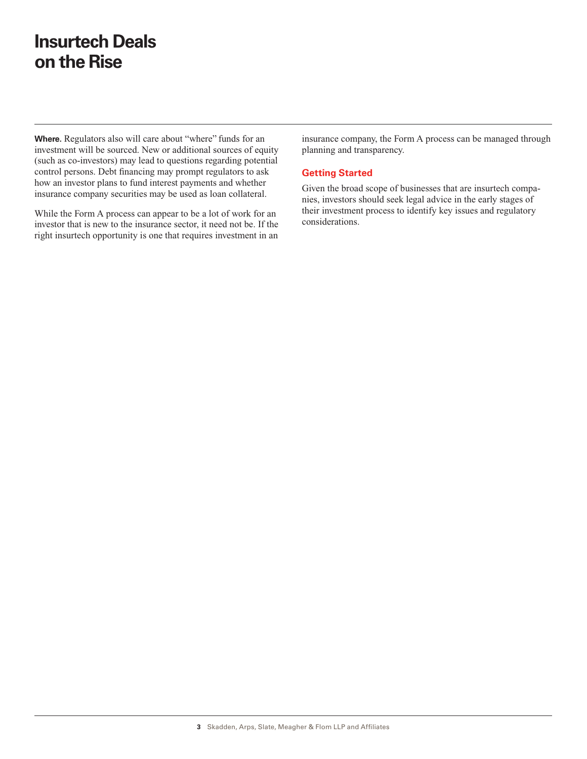**Where.** Regulators also will care about "where" funds for an investment will be sourced. New or additional sources of equity (such as co-investors) may lead to questions regarding potential control persons. Debt financing may prompt regulators to ask how an investor plans to fund interest payments and whether insurance company securities may be used as loan collateral.

While the Form A process can appear to be a lot of work for an investor that is new to the insurance sector, it need not be. If the right insurtech opportunity is one that requires investment in an insurance company, the Form A process can be managed through planning and transparency.

## Getting Started

Given the broad scope of businesses that are insurtech companies, investors should seek legal advice in the early stages of their investment process to identify key issues and regulatory considerations.